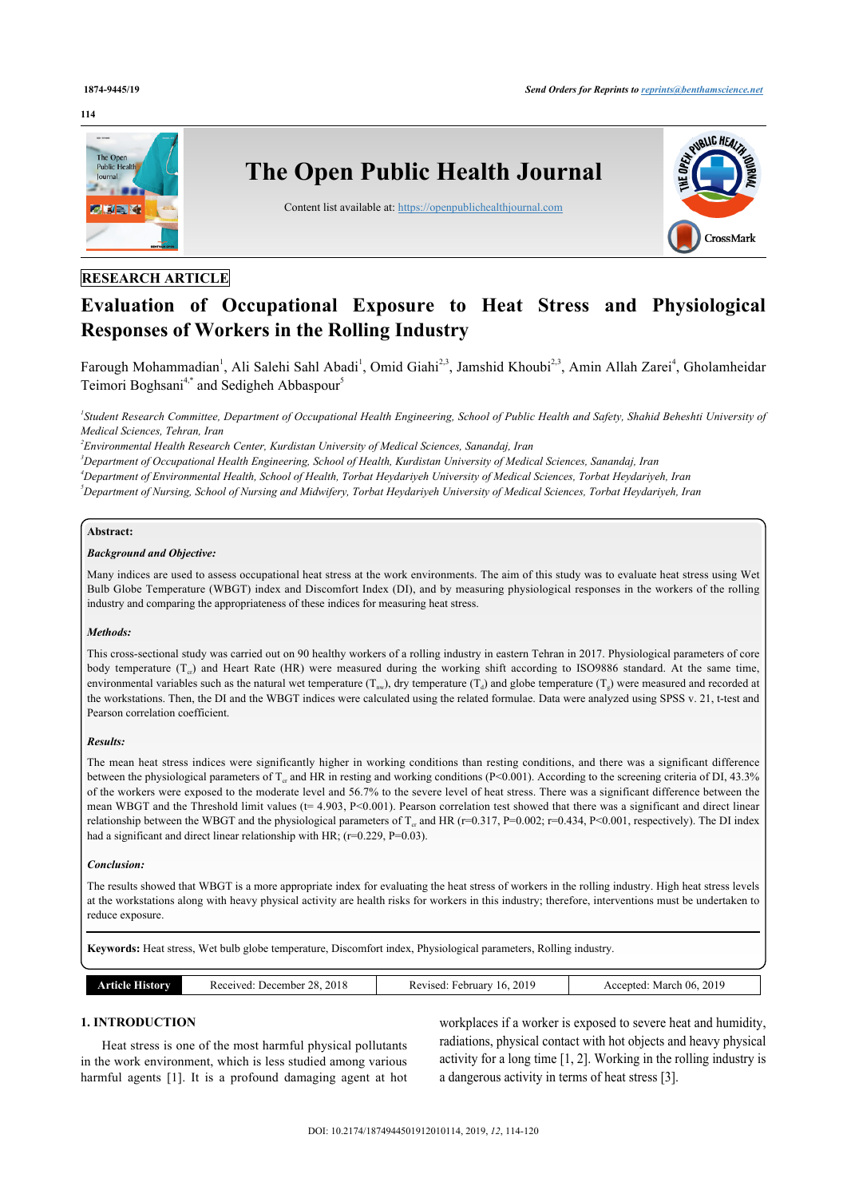**RESEARCH ARTICLE**

# Evaluation of Occupational Exposure to Heat Stress and Physiological Responses of Workers in the Rolling Industry

Farough Mohammadian[1], Ali Salehi Sahl Abadi[1], Omid Giahi[2,3], Jamshid Khoubi[2,3], Amin Allah Zarei[4], Gholamheidar Teimori Boghsani[4,*] and Sedigheh Abbaspour[5]

*[1]Student Research Committee, Department of Occupational Health Engineering, School of Public Health and Safety, Shahid Beheshti University of Medical Sciences, Tehran, Iran*

*[2]Environmental Health Research Center, Kurdistan University of Medical Sciences, Sanandaj, Iran*

*[3]Department of Occupational Health Engineering, School of Health, Kurdistan University of Medical Sciences, Sanandaj, Iran*

*[4]Department of Environmental Health, School of Health, Torbat Heydariyeh University of Medical Sciences, Torbat Heydariyeh, Iran*

*[5]Department of Nursing, School of Nursing and Midwifery, Torbat Heydariyeh University of Medical Sciences, Torbat Heydariyeh, Iran*

**Abstract:**

***Background and Objective:***

Many indices are used to assess occupational heat stress at the work environments. The aim of this study was to evaluate heat stress using Wet Bulb Globe Temperature (WBGT) index and Discomfort Index (DI), and by measuring physiological responses in the workers of the rolling industry and comparing the appropriateness of these indices for measuring heat stress.

***Methods:***

This cross-sectional study was carried out on 90 healthy workers of a rolling industry in eastern Tehran in 2017. Physiological parameters of core body temperature ($T_{cr}$) and Heart Rate (HR) were measured during the working shift according to ISO9886 standard. At the same time, environmental variables such as the natural wet temperature ($T_{nw}$), dry temperature ($T_d$) and globe temperature ($T_g$) were measured and recorded at the workstations. Then, the DI and the WBGT indices were calculated using the related formulae. Data were analyzed using SPSS v. 21, t-test and Pearson correlation coefficient.

***Results:***

The mean heat stress indices were significantly higher in working conditions than resting conditions, and there was a significant difference between the physiological parameters of $T_{cr}$ and HR in resting and working conditions (P<0.001). According to the screening criteria of DI, 43.3% of the workers were exposed to the moderate level and 56.7% to the severe level of heat stress. There was a significant difference between the mean WBGT and the Threshold limit values (t= 4.903, P<0.001). Pearson correlation test showed that there was a significant and direct linear relationship between the WBGT and the physiological parameters of $T_{cr}$ and HR (r=0.317, P=0.002; r=0.434, P<0.001, respectively). The DI index had a significant and direct linear relationship with HR; (r=0.229, P=0.03).

***Conclusion:***

The results showed that WBGT is a more appropriate index for evaluating the heat stress of workers in the rolling industry. High heat stress levels at the workstations along with heavy physical activity are health risks for workers in this industry; therefore, interventions must be undertaken to reduce exposure.

**Keywords:** Heat stress, Wet bulb globe temperature, Discomfort index, Physiological parameters, Rolling industry.

| Article History | Received: December 28, 2018 | Revised: February 16, 2019 | Accepted: March 06, 2019 |
| --- | --- | --- | --- |

## 1. INTRODUCTION

Heat stress is one of the most harmful physical pollutants in the work environment, which is less studied among various harmful agents [1]. It is a profound damaging agent at hot workplaces if a worker is exposed to severe heat and humidity, radiations, physical contact with hot objects and heavy physical activity for a long time [1, 2]. Working in the rolling industry is a dangerous activity in terms of heat stress [3].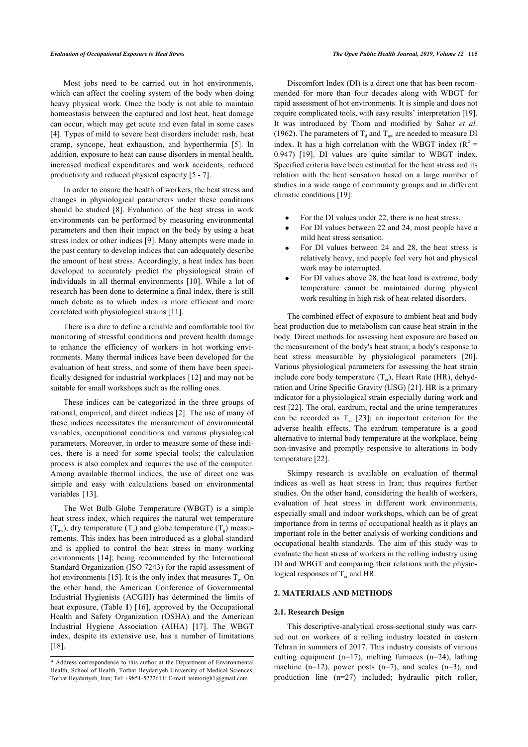Most jobs need to be carried out in hot environments, which can affect the cooling system of the body when doing heavy physical work. Once the body is not able to maintain homeostasis between the captured and lost heat, heat damage can occur, which may get acute and even fatal in some cases [4]. Types of mild to severe heat disorders include: rash, heat cramp, syncope, heat exhaustion, and hyperthermia [5]. In addition, exposure to heat can cause disorders in mental health, increased medical expenditures and work accidents, reduced productivity and reduced physical capacity [5 - 7].

In order to ensure the health of workers, the heat stress and changes in physiological parameters under these conditions should be studied [8]. Evaluation of the heat stress in work environments can be performed by measuring environmental parameters and then their impact on the body by using a heat stress index or other indices [9]. Many attempts were made in the past century to develop indices that can adequately describe the amount of heat stress. Accordingly, a heat index has been developed to accurately predict the physiological strain of individuals in all thermal environments [10]. While a lot of research has been done to determine a final index, there is still much debate as to which index is more efficient and more correlated with physiological strains [11].

There is a dire to define a reliable and comfortable tool for monitoring of stressful conditions and prevent health damage to enhance the efficiency of workers in hot working environments. Many thermal indices have been developed for the evaluation of heat stress, and some of them have been specifically designed for industrial workplaces [12] and may not be suitable for small workshops such as the rolling ones.

These indices can be categorized in the three groups of rational, empirical, and direct indices [2]. The use of many of these indices necessitates the measurement of environmental variables, occupational conditions and various physiological parameters. Moreover, in order to measure some of these indices, there is a need for some special tools; the calculation process is also complex and requires the use of the computer. Among available thermal indices, the use of direct one was simple and easy with calculations based on environmental variables [13].

The Wet Bulb Globe Temperature (WBGT) is a simple heat stress index, which requires the natural wet temperature ($T_{nw}$), dry temperature ($T_d$) and globe temperature ($T_g$) measurements. This index has been introduced as a global standard and is applied to control the heat stress in many working environments [14]; being recommended by the International Standard Organization (ISO 7243) for the rapid assessment of hot environments [15]. It is the only index that measures $T_g$. On the other hand, the American Conference of Governmental Industrial Hygienists (ACGIH) has determined the limits of heat exposure, (Table **1**) [16], approved by the Occupational Health and Safety Organization (OSHA) and the American Industrial Hygiene Association (AIHA) [17]. The WBGT index, despite its extensive use, has a number of limitations [18].

Discomfort Index (DI) is a direct one that has been recommended for more than four decades along with WBGT for rapid assessment of hot environments. It is simple and does not require complicated tools, with easy results' interpretation [19]. It was introduced by Thom and modified by Sahar *et al.* (1962). The parameters of $T_d$ and $T_{nw}$ are needed to measure DI index. It has a high correlation with the WBGT index ($R^2$ = 0.947) [19]. DI values are quite similar to WBGT index. Specified criteria have been estimated for the heat stress and its relation with the heat sensation based on a large number of studies in a wide range of community groups and in different climatic conditions [19]:

- For the DI values under 22, there is no heat stress.
- For DI values between 22 and 24, most people have a mild heat stress sensation.
- For DI values between 24 and 28, the heat stress is relatively heavy, and people feel very hot and physical work may be interrupted.
- For DI values above 28, the heat load is extreme, body temperature cannot be maintained during physical work resulting in high risk of heat-related disorders.

The combined effect of exposure to ambient heat and body heat production due to metabolism can cause heat strain in the body. Direct methods for assessing heat exposure are based on the measurement of the body's heat strain; a body's response to heat stress measurable by physiological parameters [20]. Various physiological parameters for assessing the heat strain include core body temperature ($T_{cr}$), Heart Rate (HR), dehydration and Urine Specific Gravity (USG) [21]. HR is a primary indicator for a physiological strain especially during work and rest [22]. The oral, eardrum, rectal and the urine temperatures can be recorded as $T_{cr}$ [23]; an important criterion for the adverse health effects. The eardrum temperature is a good alternative to internal body temperature at the workplace, being non-invasive and promptly responsive to alterations in body temperature [22].

Skimpy research is available on evaluation of thermal indices as well as heat stress in Iran; thus requires further studies. On the other hand, considering the health of workers, evaluation of heat stress in different work environments, especially small and indoor workshops, which can be of great importance from in terms of occupational health as it plays an important role in the better analysis of working conditions and occupational health standards. The aim of this study was to evaluate the heat stress of workers in the rolling industry using DI and WBGT and comparing their relations with the physiological responses of $T_{cr}$ and HR.

## 2. MATERIALS AND METHODS

### 2.1. Research Design

This descriptive-analytical cross-sectional study was carried out on workers of a rolling industry located in eastern Tehran in summers of 2017. This industry consists of various cutting equipment (n=17), melting furnaces (n=24), lathing machine (n=12), power posts (n=7), and scales (n=3), and production line (n=27) included; hydraulic pitch roller,

\* Address correspondence to this author at the Department of Environmental Health, School of Health, Torbat Heydariyeh University of Medical Sciences, Torbat Heydariyeh, Iran; Tel: +9851-5222611; E-mail: teimorigh1@gmail.com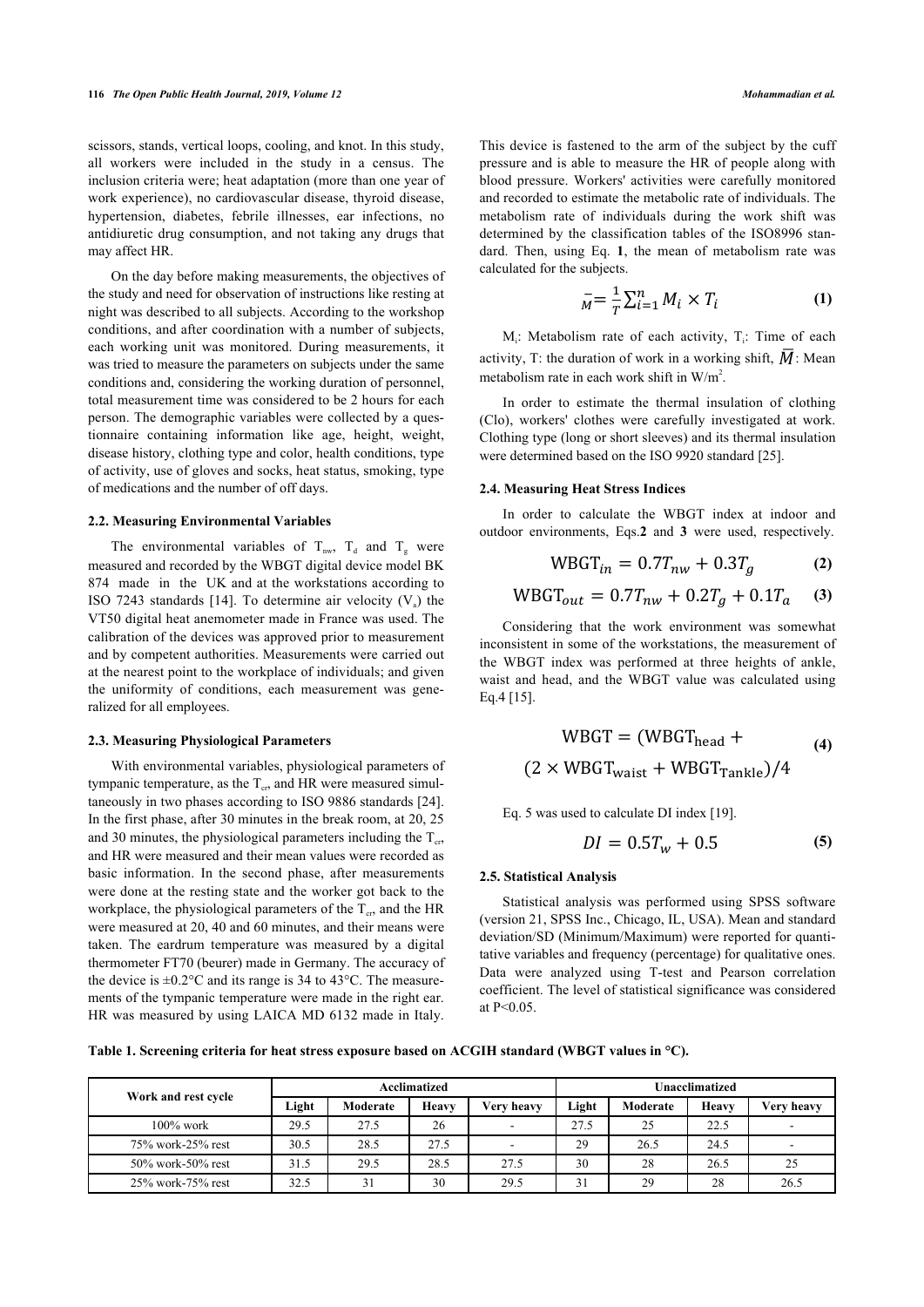scissors, stands, vertical loops, cooling, and knot. In this study, all workers were included in the study in a census. The inclusion criteria were; heat adaptation (more than one year of work experience), no cardiovascular disease, thyroid disease, hypertension, diabetes, febrile illnesses, ear infections, no antidiuretic drug consumption, and not taking any drugs that may affect HR.

On the day before making measurements, the objectives of the study and need for observation of instructions like resting at night was described to all subjects. According to the workshop conditions, and after coordination with a number of subjects, each working unit was monitored. During measurements, it was tried to measure the parameters on subjects under the same conditions and, considering the working duration of personnel, total measurement time was considered to be 2 hours for each person. The demographic variables were collected by a questionnaire containing information like age, height, weight, disease history, clothing type and color, health conditions, type of activity, use of gloves and socks, heat status, smoking, type of medications and the number of off days.

### 2.2. Measuring Environmental Variables

The environmental variables of $T_{nw}$, $T_d$ and $T_g$ were measured and recorded by the WBGT digital device model BK 874 made in the UK and at the workstations according to ISO 7243 standards [14]. To determine air velocity ($V_a$) the VT50 digital heat anemometer made in France was used. The calibration of the devices was approved prior to measurement and by competent authorities. Measurements were carried out at the nearest point to the workplace of individuals; and given the uniformity of conditions, each measurement was generalized for all employees.

### 2.3. Measuring Physiological Parameters

With environmental variables, physiological parameters of tympanic temperature, as the $T_{cr}$, and HR were measured simultaneously in two phases according to ISO 9886 standards [24]. In the first phase, after 30 minutes in the break room, at 20, 25 and 30 minutes, the physiological parameters including the $T_{cr}$, and HR were measured and their mean values were recorded as basic information. In the second phase, after measurements were done at the resting state and the worker got back to the workplace, the physiological parameters of the $T_{cr}$, and the HR were measured at 20, 40 and 60 minutes, and their means were taken. The eardrum temperature was measured by a digital thermometer FT70 (beurer) made in Germany. The accuracy of the device is ±0.2°C and its range is 34 to 43°C. The measurements of the tympanic temperature were made in the right ear. HR was measured by using LAICA MD 6132 made in Italy. This device is fastened to the arm of the subject by the cuff pressure and is able to measure the HR of people along with blood pressure. Workers' activities were carefully monitored and recorded to estimate the metabolic rate of individuals. The metabolism rate of individuals during the work shift was determined by the classification tables of the ISO8996 standard. Then, using Eq. **1**, the mean of metabolism rate was calculated for the subjects.

$$\bar{M} = \frac{1}{T}\sum_{i=1}^{n} M_i \times T_i \tag{1}$$

$M_i$: Metabolism rate of each activity, $T_i$: Time of each activity, T: the duration of work in a working shift, $\bar{M}$: Mean metabolism rate in each work shift in W/m$^2$.

In order to estimate the thermal insulation of clothing (Clo), workers' clothes were carefully investigated at work. Clothing type (long or short sleeves) and its thermal insulation were determined based on the ISO 9920 standard [25].

### 2.4. Measuring Heat Stress Indices

In order to calculate the WBGT index at indoor and outdoor environments, Eqs.**2** and **3** were used, respectively.

$$\mathrm{WBGT}_{in} = 0.7T_{nw} + 0.3T_g \tag{2}$$

$$\mathrm{WBGT}_{out} = 0.7T_{nw} + 0.2T_g + 0.1T_a \tag{3}$$

Considering that the work environment was somewhat inconsistent in some of the workstations, the measurement of the WBGT index was performed at three heights of ankle, waist and head, and the WBGT value was calculated using Eq.4 [15].

$$\mathrm{WBGT} = (\mathrm{WBGT_{head}} + 2 \times \mathrm{WBGT_{waist}} + \mathrm{WBGT_{Tankle}})/4 \tag{4}$$

Eq. 5 was used to calculate DI index [19].

$$DI = 0.5T_w + 0.5 \tag{5}$$

### 2.5. Statistical Analysis

Statistical analysis was performed using SPSS software (version 21, SPSS Inc., Chicago, IL, USA). Mean and standard deviation/SD (Minimum/Maximum) were reported for quantitative variables and frequency (percentage) for qualitative ones. Data were analyzed using T-test and Pearson correlation coefficient. The level of statistical significance was considered at P<0.05.

**Table 1. Screening criteria for heat stress exposure based on ACGIH standard (WBGT values in °C).**

| Work and rest cycle | Acclimatized | | | | Unacclimatized | | | |
|---|---|---|---|---|---|---|---|---|
| | Light | Moderate | Heavy | Very heavy | Light | Moderate | Heavy | Very heavy |
| 100% work | 29.5 | 27.5 | 26 | - | 27.5 | 25 | 22.5 | - |
| 75% work-25% rest | 30.5 | 28.5 | 27.5 | - | 29 | 26.5 | 24.5 | - |
| 50% work-50% rest | 31.5 | 29.5 | 28.5 | 27.5 | 30 | 28 | 26.5 | 25 |
| 25% work-75% rest | 32.5 | 31 | 30 | 29.5 | 31 | 29 | 28 | 26.5 |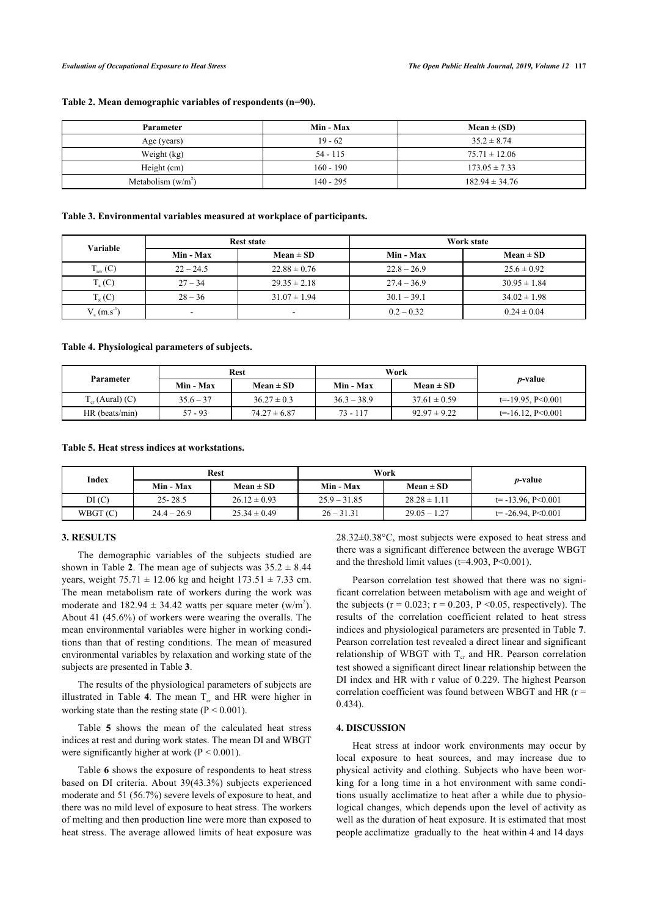**Table 2. Mean demographic variables of respondents (n=90).**

| Parameter | Min - Max | Mean ± (SD) |
|---|---|---|
| Age (years) | 19 - 62 | 35.2 ± 8.74 |
| Weight (kg) | 54 - 115 | 75.71 ± 12.06 |
| Height (cm) | 160 - 190 | 173.05 ± 7.33 |
| Metabolism (w/m$^2$) | 140 - 295 | 182.94 ± 34.76 |

**Table 3. Environmental variables measured at workplace of participants.**

| Variable | Rest state | | Work state | |
|---|---|---|---|---|
| | Min - Max | Mean ± SD | Min - Max | Mean ± SD |
| $T_{nw}$ (C) | 22 – 24.5 | 22.88 ± 0.76 | 22.8 – 26.9 | 25.6 ± 0.92 |
| $T_a$ (C) | 27 – 34 | 29.35 ± 2.18 | 27.4 – 36.9 | 30.95 ± 1.84 |
| $T_g$ (C) | 28 – 36 | 31.07 ± 1.94 | 30.1 – 39.1 | 34.02 ± 1.98 |
| $V_a$ (m.s$^{-1}$) | - | - | 0.2 – 0.32 | 0.24 ± 0.04 |

**Table 4. Physiological parameters of subjects.**

| Parameter | Rest | | Work | | *p*-value |
|---|---|---|---|---|---|
| | Min - Max | Mean ± SD | Min - Max | Mean ± SD | |
| $T_{cr}$ (Aural) (C) | 35.6 – 37 | 36.27 ± 0.3 | 36.3 – 38.9 | 37.61 ± 0.59 | t=-19.95, P<0.001 |
| HR (beats/min) | 57 - 93 | 74.27 ± 6.87 | 73 - 117 | 92.97 ± 9.22 | t=-16.12, P<0.001 |

**Table 5. Heat stress indices at workstations.**

| Index | Rest | | Work | | *p*-value |
|---|---|---|---|---|---|
| | Min - Max | Mean ± SD | Min - Max | Mean ± SD | |
| DI (C) | 25- 28.5 | 26.12 ± 0.93 | 25.9 – 31.85 | 28.28 ± 1.11 | t= -13.96, P<0.001 |
| WBGT (C) | 24.4 – 26.9 | 25.34 ± 0.49 | 26 – 31.31 | 29.05 – 1.27 | t= -26.94, P<0.001 |

## 3. RESULTS

The demographic variables of the subjects studied are shown in Table **2**. The mean age of subjects was 35.2 ± 8.44 years, weight 75.71 ± 12.06 kg and height 173.51 ± 7.33 cm. The mean metabolism rate of workers during the work was moderate and 182.94 ± 34.42 watts per square meter (w/m$^2$). About 41 (45.6%) of workers were wearing the overalls. The mean environmental variables were higher in working conditions than that of resting conditions. The mean of measured environmental variables by relaxation and working state of the subjects are presented in Table **3**.

The results of the physiological parameters of subjects are illustrated in Table **4**. The mean $T_{cr}$ and HR were higher in working state than the resting state (P < 0.001).

Table **5** shows the mean of the calculated heat stress indices at rest and during work states. The mean DI and WBGT were significantly higher at work (P < 0.001).

Table **6** shows the exposure of respondents to heat stress based on DI criteria. About 39(43.3%) subjects experienced moderate and 51 (56.7%) severe levels of exposure to heat, and there was no mild level of exposure to heat stress. The workers of melting and then production line were more than exposed to heat stress. The average allowed limits of heat exposure was 28.32±0.38°C, most subjects were exposed to heat stress and there was a significant difference between the average WBGT and the threshold limit values (t=4.903, P<0.001).

Pearson correlation test showed that there was no significant correlation between metabolism with age and weight of the subjects (r = 0.023; r = 0.203, P <0.05, respectively). The results of the correlation coefficient related to heat stress indices and physiological parameters are presented in Table **7**. Pearson correlation test revealed a direct linear and significant relationship of WBGT with $T_{cr}$ and HR. Pearson correlation test showed a significant direct linear relationship between the DI index and HR with r value of 0.229. The highest Pearson correlation coefficient was found between WBGT and HR (r = 0.434).

## 4. DISCUSSION

Heat stress at indoor work environments may occur by local exposure to heat sources, and may increase due to physical activity and clothing. Subjects who have been working for a long time in a hot environment with same conditions usually acclimatize to heat after a while due to physiological changes, which depends upon the level of activity as well as the duration of heat exposure. It is estimated that most people acclimatize gradually to the heat within 4 and 14 days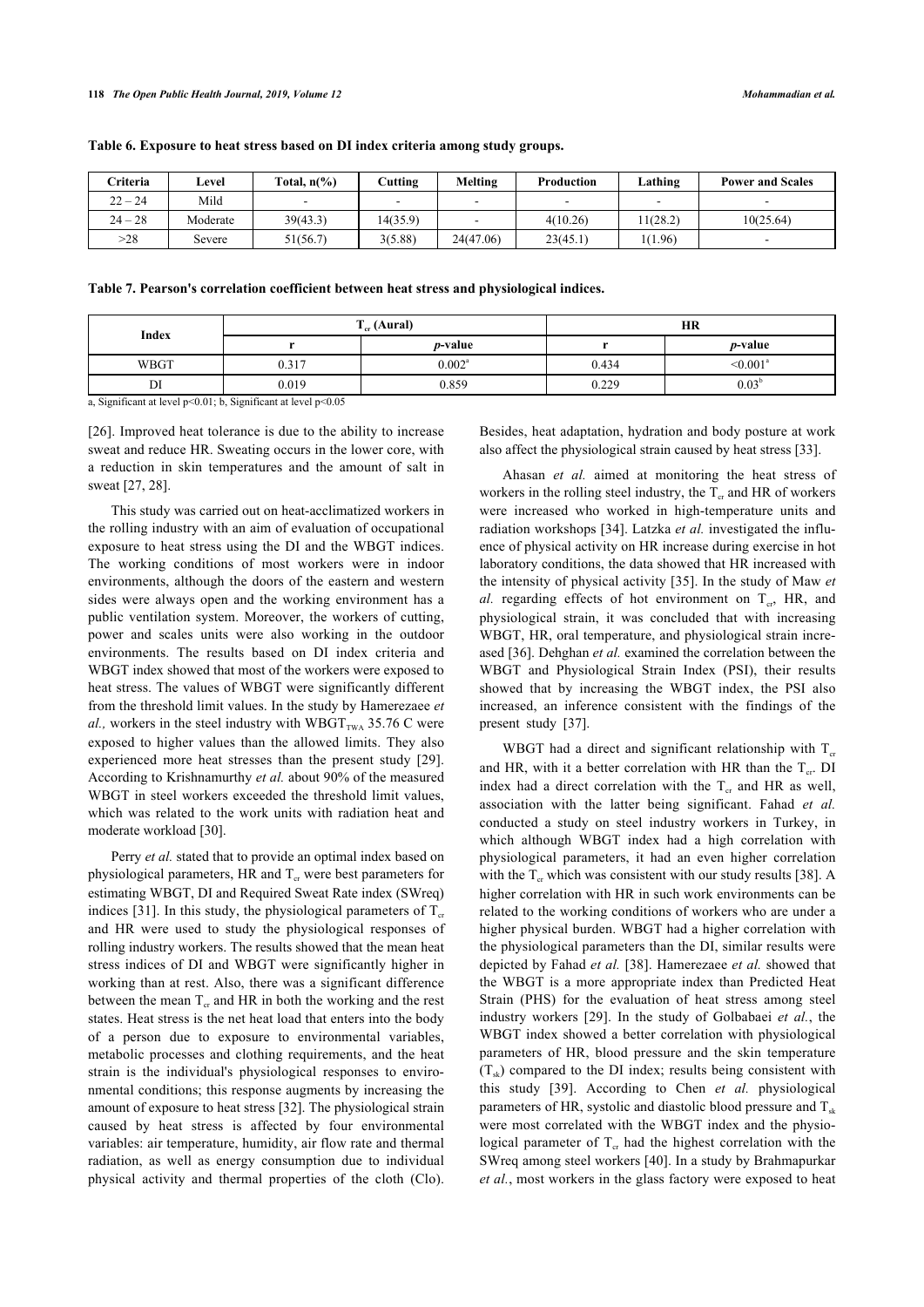**Table 6. Exposure to heat stress based on DI index criteria among study groups.**

| Criteria | Level | Total, n(%) | Cutting | Melting | Production | Lathing | Power and Scales |
|---|---|---|---|---|---|---|---|
| 22 – 24 | Mild | - | - | - | - | - | - |
| 24 – 28 | Moderate | 39(43.3) | 14(35.9) | - | 4(10.26) | 11(28.2) | 10(25.64) |
| >28 | Severe | 51(56.7) | 3(5.88) | 24(47.06) | 23(45.1) | 1(1.96) | - |

**Table 7. Pearson's correlation coefficient between heat stress and physiological indices.**

| Index | $T_{cr}$ (Aural) | | HR | |
|---|---|---|---|---|
| | r | *p*-value | r | *p*-value |
| WBGT | 0.317 | 0.002[a] | 0.434 | <0.001[a] |
| DI | 0.019 | 0.859 | 0.229 | 0.03[b] |

a, Significant at level p<0.01; b, Significant at level p<0.05

[26]. Improved heat tolerance is due to the ability to increase sweat and reduce HR. Sweating occurs in the lower core, with a reduction in skin temperatures and the amount of salt in sweat [27, 28].

This study was carried out on heat-acclimatized workers in the rolling industry with an aim of evaluation of occupational exposure to heat stress using the DI and the WBGT indices. The working conditions of most workers were in indoor environments, although the doors of the eastern and western sides were always open and the working environment has a public ventilation system. Moreover, the workers of cutting, power and scales units were also working in the outdoor environments. The results based on DI index criteria and WBGT index showed that most of the workers were exposed to heat stress. The values of WBGT were significantly different from the threshold limit values. In the study by Hamerezaee *et al.,* workers in the steel industry with $WBGT_{TWA}$ 35.76 C were exposed to higher values than the allowed limits. They also experienced more heat stresses than the present study [29]. According to Krishnamurthy *et al.* about 90% of the measured WBGT in steel workers exceeded the threshold limit values, which was related to the work units with radiation heat and moderate workload [30].

Perry *et al.* stated that to provide an optimal index based on physiological parameters, HR and $T_{cr}$ were best parameters for estimating WBGT, DI and Required Sweat Rate index (SWreq) indices [31]. In this study, the physiological parameters of $T_{cr}$ and HR were used to study the physiological responses of rolling industry workers. The results showed that the mean heat stress indices of DI and WBGT were significantly higher in working than at rest. Also, there was a significant difference between the mean $T_{cr}$ and HR in both the working and the rest states. Heat stress is the net heat load that enters into the body of a person due to exposure to environmental variables, metabolic processes and clothing requirements, and the heat strain is the individual's physiological responses to environmental conditions; this response augments by increasing the amount of exposure to heat stress [32]. The physiological strain caused by heat stress is affected by four environmental variables: air temperature, humidity, air flow rate and thermal radiation, as well as energy consumption due to individual physical activity and thermal properties of the cloth (Clo). Besides, heat adaptation, hydration and body posture at work also affect the physiological strain caused by heat stress [33].

Ahasan *et al.* aimed at monitoring the heat stress of workers in the rolling steel industry, the $T_{cr}$ and HR of workers were increased who worked in high-temperature units and radiation workshops [34]. Latzka *et al.* investigated the influence of physical activity on HR increase during exercise in hot laboratory conditions, the data showed that HR increased with the intensity of physical activity [35]. In the study of Maw *et al.* regarding effects of hot environment on $T_{cr}$, HR, and physiological strain, it was concluded that with increasing WBGT, HR, oral temperature, and physiological strain increased [36]. Dehghan *et al.* examined the correlation between the WBGT and Physiological Strain Index (PSI), their results showed that by increasing the WBGT index, the PSI also increased, an inference consistent with the findings of the present study [37].

WBGT had a direct and significant relationship with $T_{cr}$ and HR, with it a better correlation with HR than the $T_{cr}$. DI index had a direct correlation with the $T_{cr}$ and HR as well, association with the latter being significant. Fahad *et al.* conducted a study on steel industry workers in Turkey, in which although WBGT index had a high correlation with physiological parameters, it had an even higher correlation with the $T_{cr}$ which was consistent with our study results [38]. A higher correlation with HR in such work environments can be related to the working conditions of workers who are under a higher physical burden. WBGT had a higher correlation with the physiological parameters than the DI, similar results were depicted by Fahad *et al.* [38]. Hamerezaee *et al.* showed that the WBGT is a more appropriate index than Predicted Heat Strain (PHS) for the evaluation of heat stress among steel industry workers [29]. In the study of Golbabaei *et al.*, the WBGT index showed a better correlation with physiological parameters of HR, blood pressure and the skin temperature ($T_{sk}$) compared to the DI index; results being consistent with this study [39]. According to Chen *et al.* physiological parameters of HR, systolic and diastolic blood pressure and $T_{sk}$ were most correlated with the WBGT index and the physiological parameter of $T_{cr}$ had the highest correlation with the SWreq among steel workers [40]. In a study by Brahmapurkar *et al.*, most workers in the glass factory were exposed to heat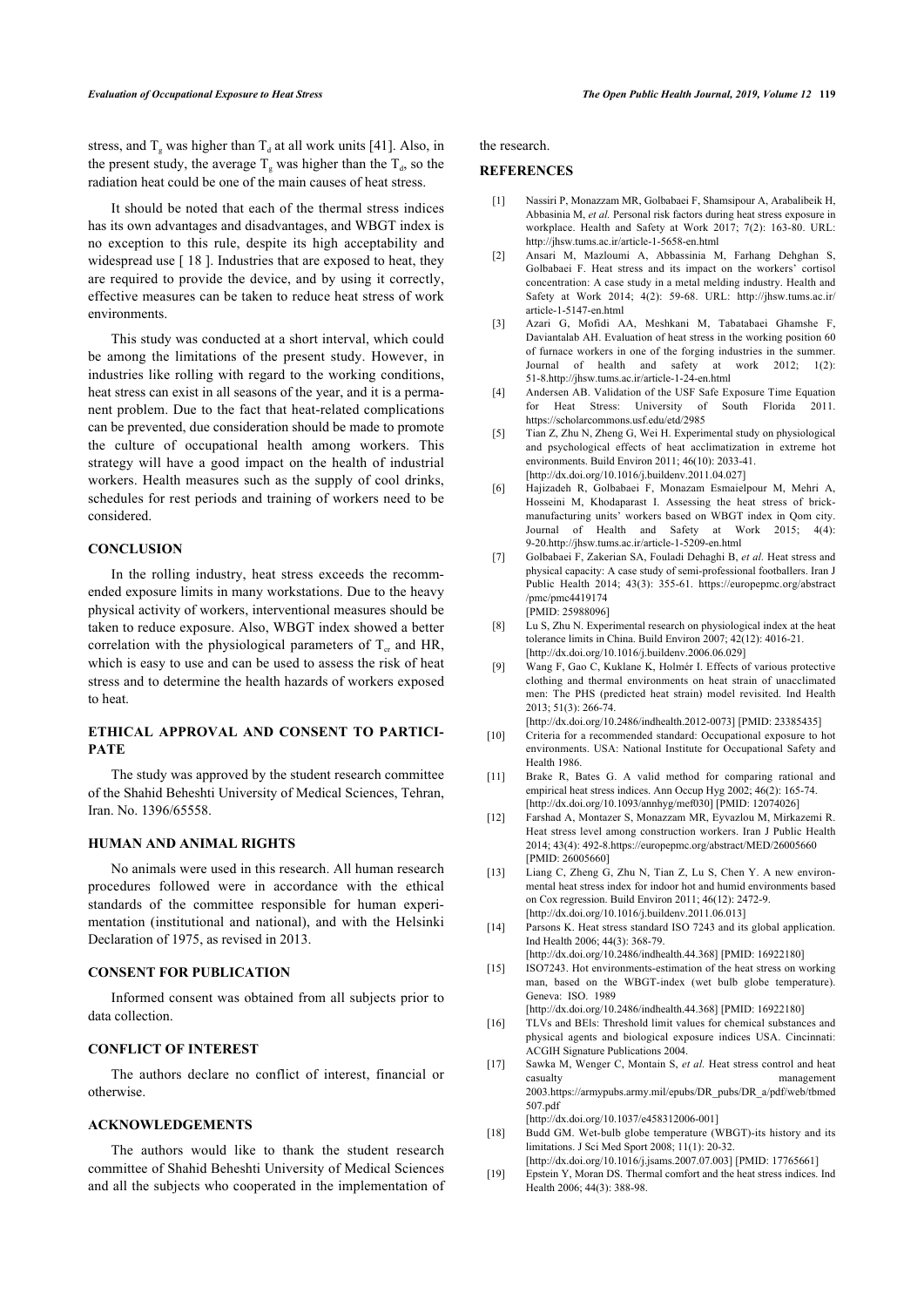stress, and $T_g$ was higher than $T_d$ at all work units [41]. Also, in the present study, the average $T_g$ was higher than the $T_d$, so the radiation heat could be one of the main causes of heat stress.

It should be noted that each of the thermal stress indices has its own advantages and disadvantages, and WBGT index is no exception to this rule, despite its high acceptability and widespread use [ 18 ]. Industries that are exposed to heat, they are required to provide the device, and by using it correctly, effective measures can be taken to reduce heat stress of work environments.

This study was conducted at a short interval, which could be among the limitations of the present study. However, in industries like rolling with regard to the working conditions, heat stress can exist in all seasons of the year, and it is a permanent problem. Due to the fact that heat-related complications can be prevented, due consideration should be made to promote the culture of occupational health among workers. This strategy will have a good impact on the health of industrial workers. Health measures such as the supply of cool drinks, schedules for rest periods and training of workers need to be considered.

## CONCLUSION

In the rolling industry, heat stress exceeds the recommended exposure limits in many workstations. Due to the heavy physical activity of workers, interventional measures should be taken to reduce exposure. Also, WBGT index showed a better correlation with the physiological parameters of $T_{cr}$ and HR, which is easy to use and can be used to assess the risk of heat stress and to determine the health hazards of workers exposed to heat.

## ETHICAL APPROVAL AND CONSENT TO PARTICIPATE

The study was approved by the student research committee of the Shahid Beheshti University of Medical Sciences, Tehran, Iran. No. 1396/65558.

## HUMAN AND ANIMAL RIGHTS

No animals were used in this research. All human research procedures followed were in accordance with the ethical standards of the committee responsible for human experimentation (institutional and national), and with the Helsinki Declaration of 1975, as revised in 2013.

## CONSENT FOR PUBLICATION

Informed consent was obtained from all subjects prior to data collection.

## CONFLICT OF INTEREST

The authors declare no conflict of interest, financial or otherwise.

## ACKNOWLEDGEMENTS

The authors would like to thank the student research committee of Shahid Beheshti University of Medical Sciences and all the subjects who cooperated in the implementation of the research.

## REFERENCES

[1] Nassiri P, Monazzam MR, Golbabaei F, Shamsipour A, Arabalibeik H, Abbasinia M, *et al.* Personal risk factors during heat stress exposure in workplace. Health and Safety at Work 2017; 7(2): 163-80. URL: http://jhsw.tums.ac.ir/article-1-5658-en.html

[2] Ansari M, Mazloumi A, Abbassinia M, Farhang Dehghan S, Golbabaei F. Heat stress and its impact on the workers' cortisol concentration: A case study in a metal melding industry. Health and Safety at Work 2014; 4(2): 59-68. URL: http://jhsw.tums.ac.ir/article-1-5147-en.html

[3] Azari G, Mofidi AA, Meshkani M, Tabatabaei Ghamshe F, Daviantalab AH. Evaluation of heat stress in the working position 60 of furnace workers in one of the forging industries in the summer. Journal of health and safety at work 2012; 1(2): 51-8.http://jhsw.tums.ac.ir/article-1-24-en.html

[4] Andersen AB. Validation of the USF Safe Exposure Time Equation for Heat Stress: University of South Florida 2011. https://scholarcommons.usf.edu/etd/2985

[5] Tian Z, Zhu N, Zheng G, Wei H. Experimental study on physiological and psychological effects of heat acclimatization in extreme hot environments. Build Environ 2011; 46(10): 2033-41. [http://dx.doi.org/10.1016/j.buildenv.2011.04.027]

[6] Hajizadeh R, Golbabaei F, Monazam Esmaielpour M, Mehri A, Hosseini M, Khodaparast I. Assessing the heat stress of brick-manufacturing units' workers based on WBGT index in Qom city. Journal of Health and Safety at Work 2015; 4(4): 9-20.http://jhsw.tums.ac.ir/article-1-5209-en.html

[7] Golbabaei F, Zakerian SA, Fouladi Dehaghi B, *et al.* Heat stress and physical capacity: A case study of semi-professional footballers. Iran J Public Health 2014; 43(3): 355-61. https://europepmc.org/abstract/pmc/pmc4419174 [PMID: 25988096]

[8] Lu S, Zhu N. Experimental research on physiological index at the heat tolerance limits in China. Build Environ 2007; 42(12): 4016-21. [http://dx.doi.org/10.1016/j.buildenv.2006.06.029]

[9] Wang F, Gao C, Kuklane K, Holmér I. Effects of various protective clothing and thermal environments on heat strain of unacclimated men: The PHS (predicted heat strain) model revisited. Ind Health 2013; 51(3): 266-74. [http://dx.doi.org/10.2486/indhealth.2012-0073] [PMID: 23385435]

[10] Criteria for a recommended standard: Occupational exposure to hot environments. USA: National Institute for Occupational Safety and Health 1986.

[11] Brake R, Bates G. A valid method for comparing rational and empirical heat stress indices. Ann Occup Hyg 2002; 46(2): 165-74. [http://dx.doi.org/10.1093/annhyg/mef030] [PMID: 12074026]

[12] Farshad A, Montazer S, Monazzam MR, Eyvazlou M, Mirkazemi R. Heat stress level among construction workers. Iran J Public Health 2014; 43(4): 492-8.https://europepmc.org/abstract/MED/26005660 [PMID: 26005660]

[13] Liang C, Zheng G, Zhu N, Tian Z, Lu S, Chen Y. A new environmental heat stress index for indoor hot and humid environments based on Cox regression. Build Environ 2011; 46(12): 2472-9. [http://dx.doi.org/10.1016/j.buildenv.2011.06.013]

[14] Parsons K. Heat stress standard ISO 7243 and its global application. Ind Health 2006; 44(3): 368-79. [http://dx.doi.org/10.2486/indhealth.44.368] [PMID: 16922180]

[15] ISO7243. Hot environments-estimation of the heat stress on working man, based on the WBGT-index (wet bulb globe temperature). Geneva: ISO. 1989 [http://dx.doi.org/10.2486/indhealth.44.368] [PMID: 16922180]

[16] TLVs and BEIs: Threshold limit values for chemical substances and physical agents and biological exposure indices USA. Cincinnati: ACGIH Signature Publications 2004.

[17] Sawka M, Wenger C, Montain S, *et al.* Heat stress control and heat casualty management 2003.https://armypubs.army.mil/epubs/DR_pubs/DR_a/pdf/web/tbmed507.pdf [http://dx.doi.org/10.1037/e458312006-001]

[18] Budd GM. Wet-bulb globe temperature (WBGT)-its history and its limitations. J Sci Med Sport 2008; 11(1): 20-32. [http://dx.doi.org/10.1016/j.jsams.2007.07.003] [PMID: 17765661]

[19] Epstein Y, Moran DS. Thermal comfort and the heat stress indices. Ind Health 2006; 44(3): 388-98.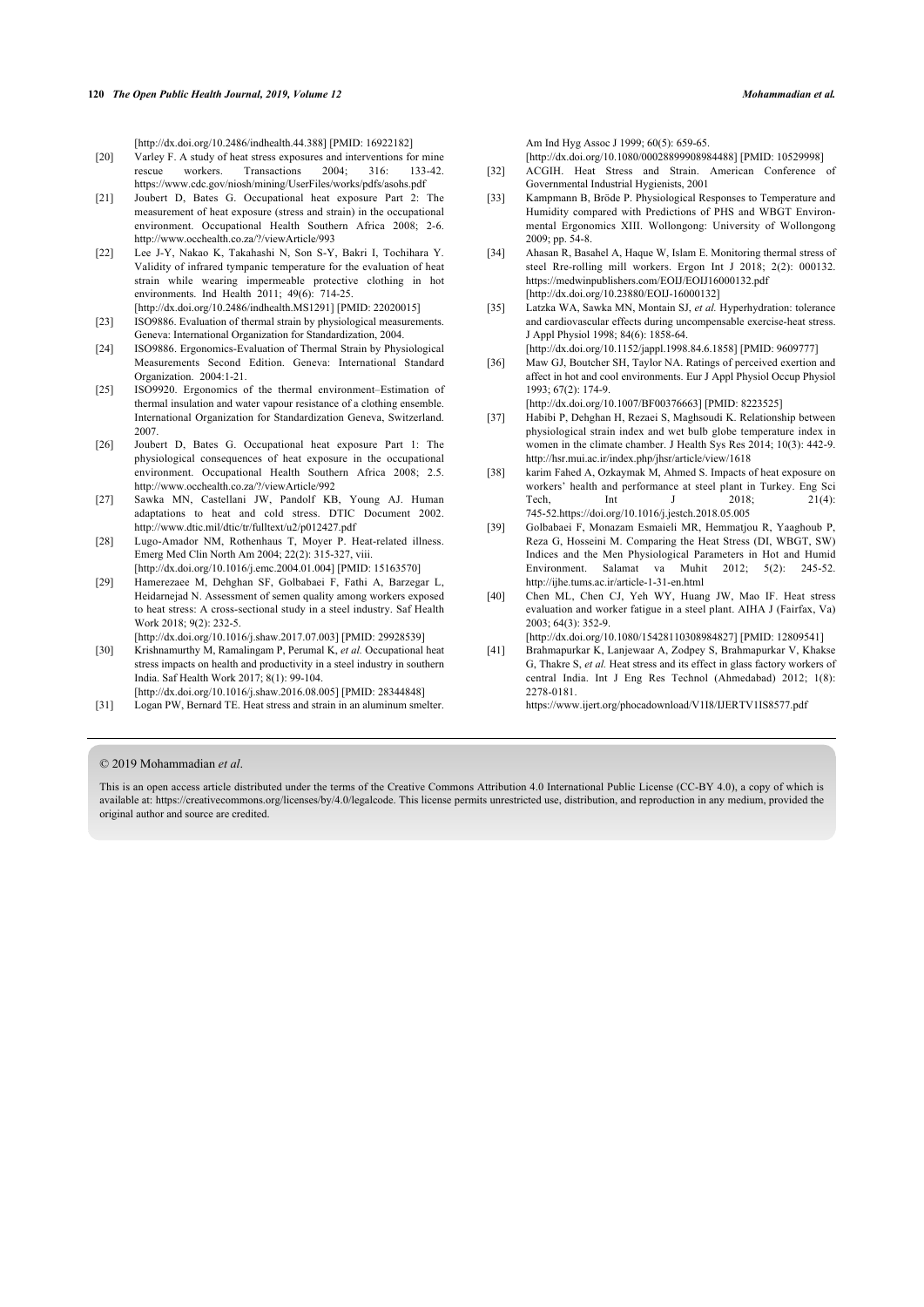[http://dx.doi.org/10.2486/indhealth.44.388] [PMID: 16922182]

[20] Varley F. A study of heat stress exposures and interventions for mine rescue workers. Transactions 2004; 316: 133-42. https://www.cdc.gov/niosh/mining/UserFiles/works/pdfs/asohs.pdf

[21] Joubert D, Bates G. Occupational heat exposure Part 2: The measurement of heat exposure (stress and strain) in the occupational environment. Occupational Health Southern Africa 2008; 2-6. http://www.occhealth.co.za/?/viewArticle/993

[22] Lee J-Y, Nakao K, Takahashi N, Son S-Y, Bakri I, Tochihara Y. Validity of infrared tympanic temperature for the evaluation of heat strain while wearing impermeable protective clothing in hot environments. Ind Health 2011; 49(6): 714-25. [http://dx.doi.org/10.2486/indhealth.MS1291] [PMID: 22020015]

[23] ISO9886. Evaluation of thermal strain by physiological measurements. Geneva: International Organization for Standardization, 2004.

[24] ISO9886. Ergonomics-Evaluation of Thermal Strain by Physiological Measurements Second Edition. Geneva: International Standard Organization. 2004:1-21.

[25] ISO9920. Ergonomics of the thermal environment–Estimation of thermal insulation and water vapour resistance of a clothing ensemble. International Organization for Standardization Geneva, Switzerland. 2007.

[26] Joubert D, Bates G. Occupational heat exposure Part 1: The physiological consequences of heat exposure in the occupational environment. Occupational Health Southern Africa 2008; 2.5. http://www.occhealth.co.za/?/viewArticle/992

[27] Sawka MN, Castellani JW, Pandolf KB, Young AJ. Human adaptations to heat and cold stress. DTIC Document 2002. http://www.dtic.mil/dtic/tr/fulltext/u2/p012427.pdf

[28] Lugo-Amador NM, Rothenhaus T, Moyer P. Heat-related illness. Emerg Med Clin North Am 2004; 22(2): 315-327, viii. [http://dx.doi.org/10.1016/j.emc.2004.01.004] [PMID: 15163570]

[29] Hamerezaee M, Dehghan SF, Golbabaei F, Fathi A, Barzegar L, Heidarnejad N. Assessment of semen quality among workers exposed to heat stress: A cross-sectional study in a steel industry. Saf Health Work 2018; 9(2): 232-5. [http://dx.doi.org/10.1016/j.shaw.2017.07.003] [PMID: 29928539]

[30] Krishnamurthy M, Ramalingam P, Perumal K, *et al.* Occupational heat stress impacts on health and productivity in a steel industry in southern India. Saf Health Work 2017; 8(1): 99-104. [http://dx.doi.org/10.1016/j.shaw.2016.08.005] [PMID: 28344848]

[31] Logan PW, Bernard TE. Heat stress and strain in an aluminum smelter. Am Ind Hyg Assoc J 1999; 60(5): 659-65. [http://dx.doi.org/10.1080/00028899908984488] [PMID: 10529998]

[32] ACGIH. Heat Stress and Strain. American Conference of Governmental Industrial Hygienists, 2001

[33] Kampmann B, Bröde P. Physiological Responses to Temperature and Humidity compared with Predictions of PHS and WBGT Environmental Ergonomics XIII. Wollongong: University of Wollongong 2009; pp. 54-8.

[34] Ahasan R, Basahel A, Haque W, Islam E. Monitoring thermal stress of steel Rre-rolling mill workers. Ergon Int J 2018; 2(2): 000132. https://medwinpublishers.com/EOIJ/EOIJ16000132.pdf [http://dx.doi.org/10.23880/EOIJ-16000132]

[35] Latzka WA, Sawka MN, Montain SJ, *et al.* Hyperhydration: tolerance and cardiovascular effects during uncompensable exercise-heat stress. J Appl Physiol 1998; 84(6): 1858-64. [http://dx.doi.org/10.1152/jappl.1998.84.6.1858] [PMID: 9609777]

[36] Maw GJ, Boutcher SH, Taylor NA. Ratings of perceived exertion and affect in hot and cool environments. Eur J Appl Physiol Occup Physiol 1993; 67(2): 174-9. [http://dx.doi.org/10.1007/BF00376663] [PMID: 8223525]

[37] Habibi P, Dehghan H, Rezaei S, Maghsoudi K. Relationship between physiological strain index and wet bulb globe temperature index in women in the climate chamber. J Health Sys Res 2014; 10(3): 442-9. http://hsr.mui.ac.ir/index.php/jhsr/article/view/1618

[38] karim Fahed A, Ozkaymak M, Ahmed S. Impacts of heat exposure on workers' health and performance at steel plant in Turkey. Eng Sci Tech, Int J 2018; 21(4): 745-52.https://doi.org/10.1016/j.jestch.2018.05.005

[39] Golbabaei F, Monazam Esmaieli MR, Hemmatjou R, Yaaghoub P, Reza G, Hosseini M. Comparing the Heat Stress (DI, WBGT, SW) Indices and the Men Physiological Parameters in Hot and Humid Environment. Salamat va Muhit 2012; 5(2): 245-52. http://ijhe.tums.ac.ir/article-1-31-en.html

[40] Chen ML, Chen CJ, Yeh WY, Huang JW, Mao IF. Heat stress evaluation and worker fatigue in a steel plant. AIHA J (Fairfax, Va) 2003; 64(3): 352-9. [http://dx.doi.org/10.1080/15428110308984827] [PMID: 12809541]

[41] Brahmapurkar K, Lanjewaar A, Zodpey S, Brahmapurkar V, Khakse G, Thakre S, *et al.* Heat stress and its effect in glass factory workers of central India. Int J Eng Res Technol (Ahmedabad) 2012; 1(8): 2278-0181. https://www.ijert.org/phocadownload/V1I8/IJERTV1IS8577.pdf

© 2019 Mohammadian *et al*.

This is an open access article distributed under the terms of the Creative Commons Attribution 4.0 International Public License (CC-BY 4.0), a copy of which is available at: https://creativecommons.org/licenses/by/4.0/legalcode. This license permits unrestricted use, distribution, and reproduction in any medium, provided the original author and source are credited.